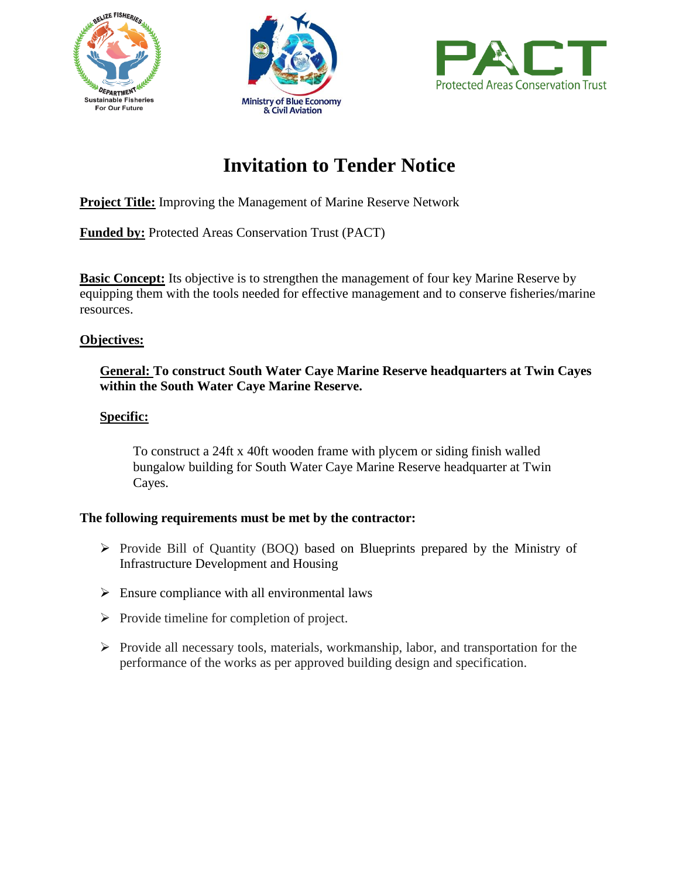# Invitation to Tender Notice

**Project Title:** Improving the Management of Marine Reserve Network

**Funded by:** Protected Areas Conservation Trust (PACT)

**Basic Concept:** Its objective is to strengthen the management of four key Marine Reserve by equipping them with the tools needed for effective management and to conserve fisheries/marine resources.

**Objectives:**

**General: To construct South Water Caye Marine Reserve headquarters at Twin Cayes within the South Water Caye Marine Reserve.**

**Specific:**

To construct a 24ft x 40ft wooden frame with plycem or siding finish walled bungalow building for South Water Caye Marine Reserve headquarter at Twin Cayes.

**The following requirements must be met by the contractor:**

- Provide Bill of Quantity (BOQ) based on Blueprints prepared by the Ministry of Infrastructure Development and Housing
- Ensure compliance with all environmental laws
- Provide timeline for completion of project.
- Provide all necessary tools, materials, workmanship, labor, and transportation for the performance of the works as per approved building design and specification.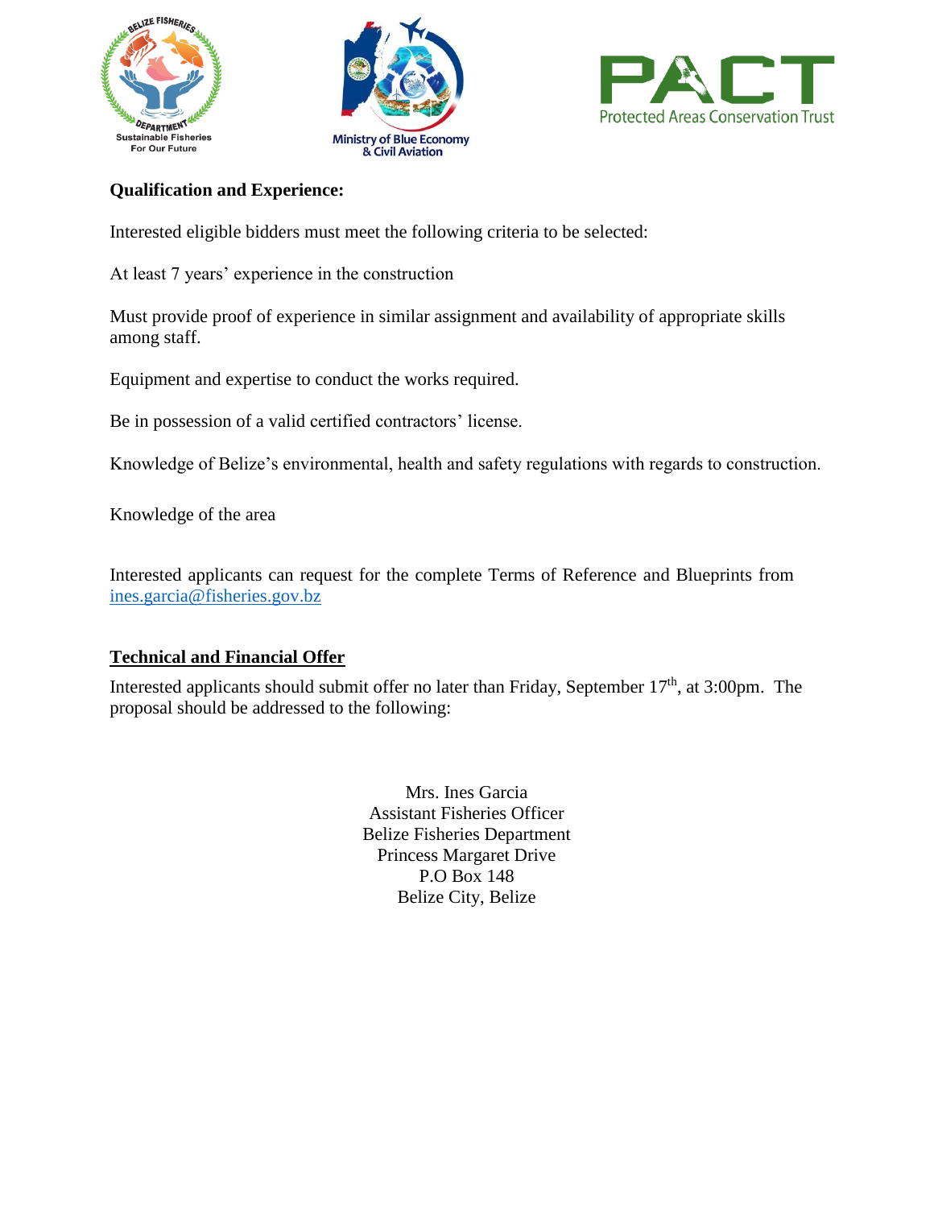**Qualification and Experience:**

Interested eligible bidders must meet the following criteria to be selected:

At least 7 years' experience in the construction

Must provide proof of experience in similar assignment and availability of appropriate skills among staff.

Equipment and expertise to conduct the works required.

Be in possession of a valid certified contractors' license.

Knowledge of Belize's environmental, health and safety regulations with regards to construction.

Knowledge of the area

Interested applicants can request for the complete Terms of Reference and Blueprints from ines.garcia@fisheries.gov.bz

**Technical and Financial Offer**

Interested applicants should submit offer no later than Friday, September 17th, at 3:00pm. The proposal should be addressed to the following:

Mrs. Ines Garcia
Assistant Fisheries Officer
Belize Fisheries Department
Princess Margaret Drive
P.O Box 148
Belize City, Belize